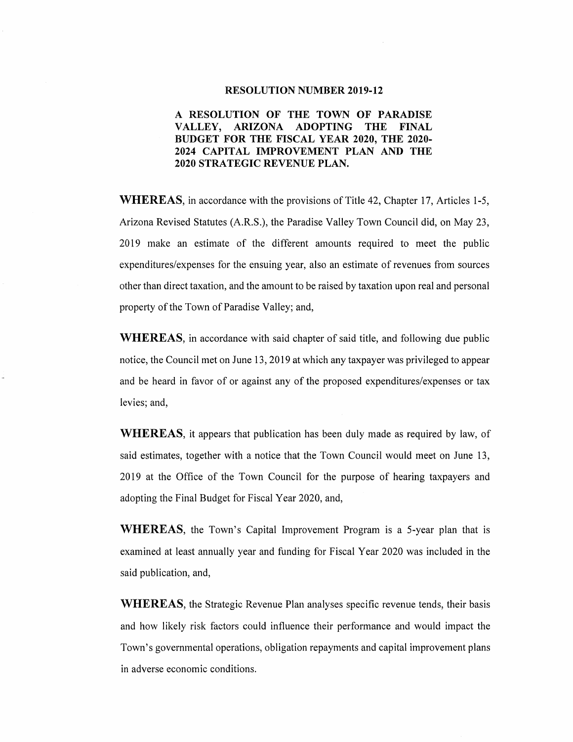## RESOLUTION NUMBER 2019-12

**A RESOLUTION OF THE TOWN OF PARADISE VALLEY, ARIZONA ADOPTING THE FINAL BUDGET FOR THE FISCAL YEAR 2020, THE 2020-2024 CAPITAL IMPROVEMENT PLAN AND THE 2020 STRATEGIC REVENUE PLAN.**

**WHEREAS**, in accordance with the provisions of Title 42, Chapter 17, Articles 1-5, Arizona Revised Statutes (A.R.S.), the Paradise Valley Town Council did, on May 23, 2019 make an estimate of the different amounts required to meet the public expenditures/expenses for the ensuing year, also an estimate of revenues from sources other than direct taxation, and the amount to be raised by taxation upon real and personal property of the Town of Paradise Valley; and,

**WHEREAS**, in accordance with said chapter of said title, and following due public notice, the Council met on June 13, 2019 at which any taxpayer was privileged to appear and be heard in favor of or against any of the proposed expenditures/expenses or tax levies; and,

**WHEREAS**, it appears that publication has been duly made as required by law, of said estimates, together with a notice that the Town Council would meet on June 13, 2019 at the Office of the Town Council for the purpose of hearing taxpayers and adopting the Final Budget for Fiscal Year 2020, and,

**WHEREAS**, the Town's Capital Improvement Program is a 5-year plan that is examined at least annually year and funding for Fiscal Year 2020 was included in the said publication, and,

**WHEREAS**, the Strategic Revenue Plan analyses specific revenue tends, their basis and how likely risk factors could influence their performance and would impact the Town's governmental operations, obligation repayments and capital improvement plans in adverse economic conditions.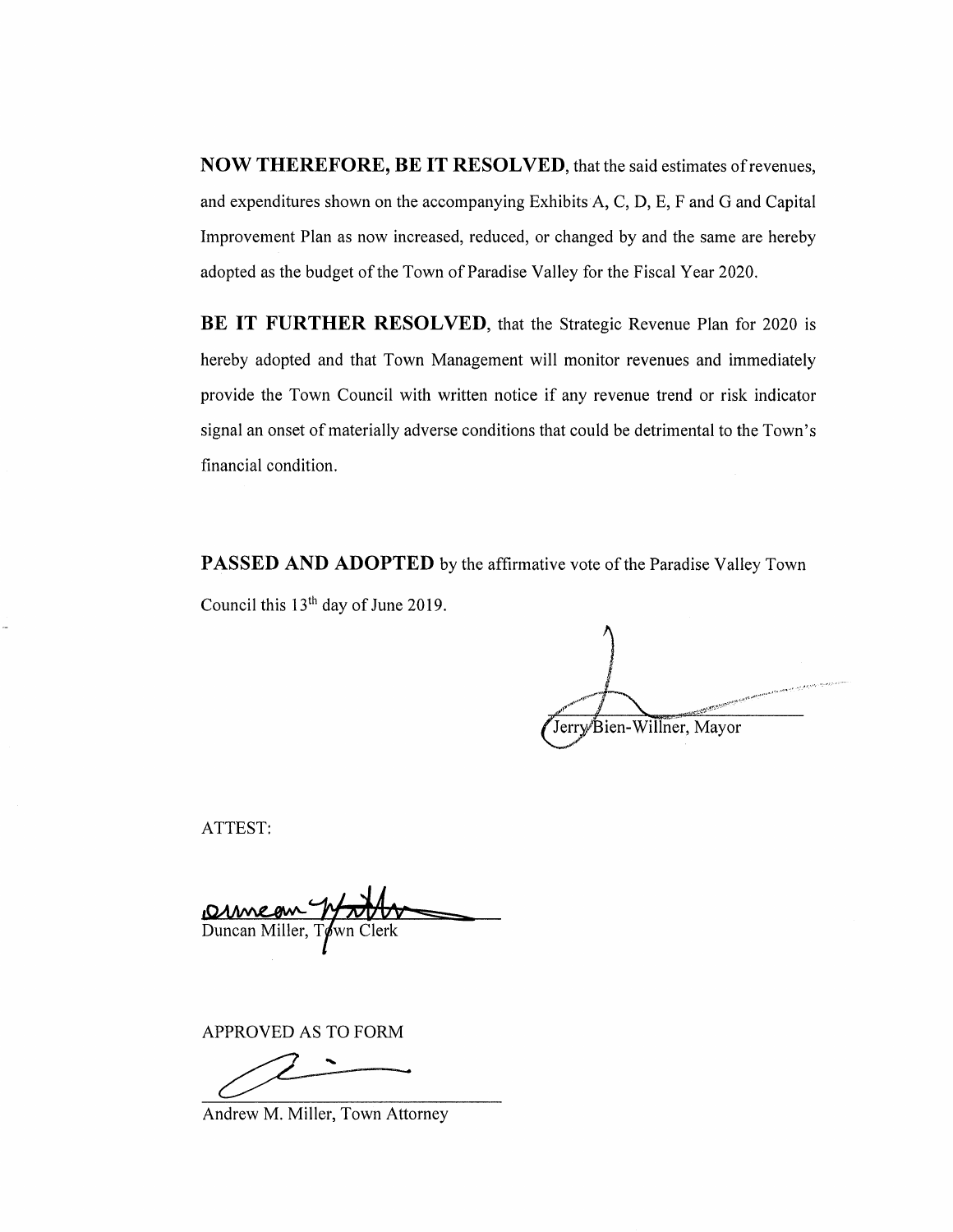**NOW THEREFORE, BE IT RESOLVED**, that the said estimates of revenues, and expenditures shown on the accompanying Exhibits A, C, D, E, F and G and Capital Improvement Plan as now increased, reduced, or changed by and the same are hereby adopted as the budget of the Town of Paradise Valley for the Fiscal Year 2020.

**BE IT FURTHER RESOLVED**, that the Strategic Revenue Plan for 2020 is hereby adopted and that Town Management will monitor revenues and immediately provide the Town Council with written notice if any revenue trend or risk indicator signal an onset of materially adverse conditions that could be detrimental to the Town's financial condition.

**PASSED AND ADOPTED** by the affirmative vote of the Paradise Valley Town Council this 13th day of June 2019.

Jerry Bien-Willner, Mayor

ATTEST:

Duncan Miller, Town Clerk

APPROVED AS TO FORM

Andrew M. Miller, Town Attorney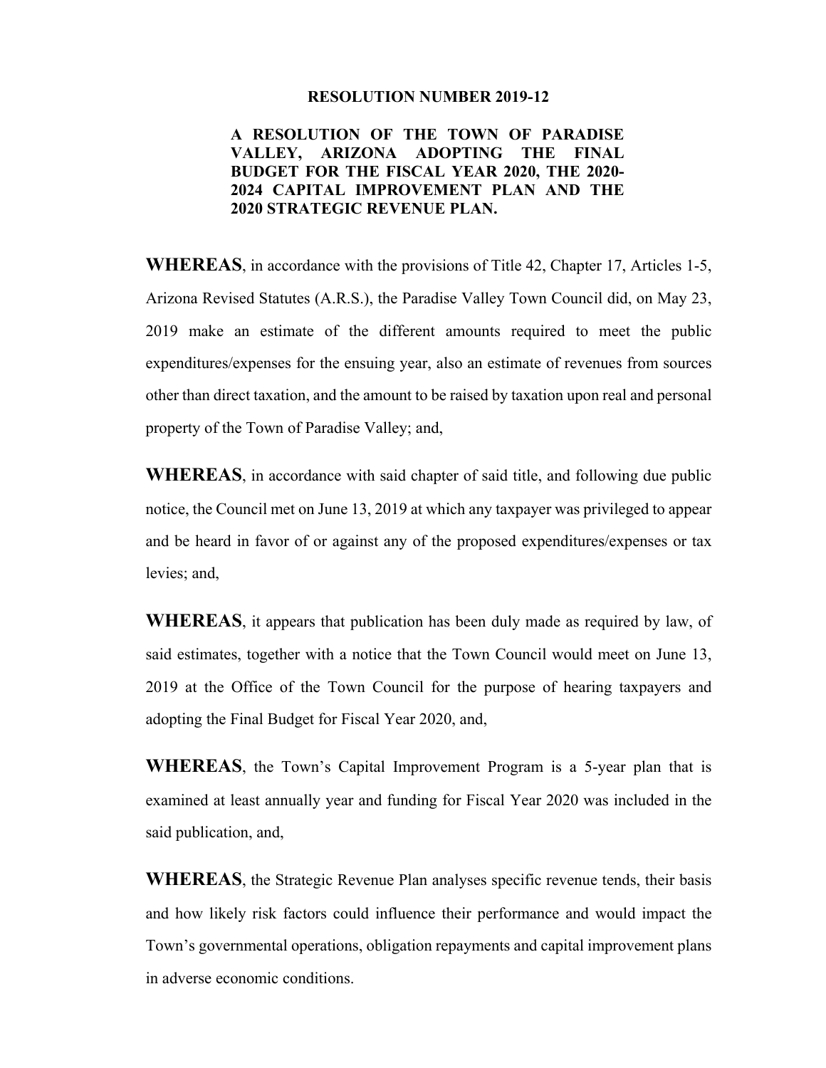**RESOLUTION NUMBER 2019-12**

**A RESOLUTION OF THE TOWN OF PARADISE VALLEY, ARIZONA ADOPTING THE FINAL BUDGET FOR THE FISCAL YEAR 2020, THE 2020-2024 CAPITAL IMPROVEMENT PLAN AND THE 2020 STRATEGIC REVENUE PLAN.**

**WHEREAS**, in accordance with the provisions of Title 42, Chapter 17, Articles 1-5, Arizona Revised Statutes (A.R.S.), the Paradise Valley Town Council did, on May 23, 2019 make an estimate of the different amounts required to meet the public expenditures/expenses for the ensuing year, also an estimate of revenues from sources other than direct taxation, and the amount to be raised by taxation upon real and personal property of the Town of Paradise Valley; and,

**WHEREAS**, in accordance with said chapter of said title, and following due public notice, the Council met on June 13, 2019 at which any taxpayer was privileged to appear and be heard in favor of or against any of the proposed expenditures/expenses or tax levies; and,

**WHEREAS**, it appears that publication has been duly made as required by law, of said estimates, together with a notice that the Town Council would meet on June 13, 2019 at the Office of the Town Council for the purpose of hearing taxpayers and adopting the Final Budget for Fiscal Year 2020, and,

**WHEREAS**, the Town's Capital Improvement Program is a 5-year plan that is examined at least annually year and funding for Fiscal Year 2020 was included in the said publication, and,

**WHEREAS**, the Strategic Revenue Plan analyses specific revenue tends, their basis and how likely risk factors could influence their performance and would impact the Town's governmental operations, obligation repayments and capital improvement plans in adverse economic conditions.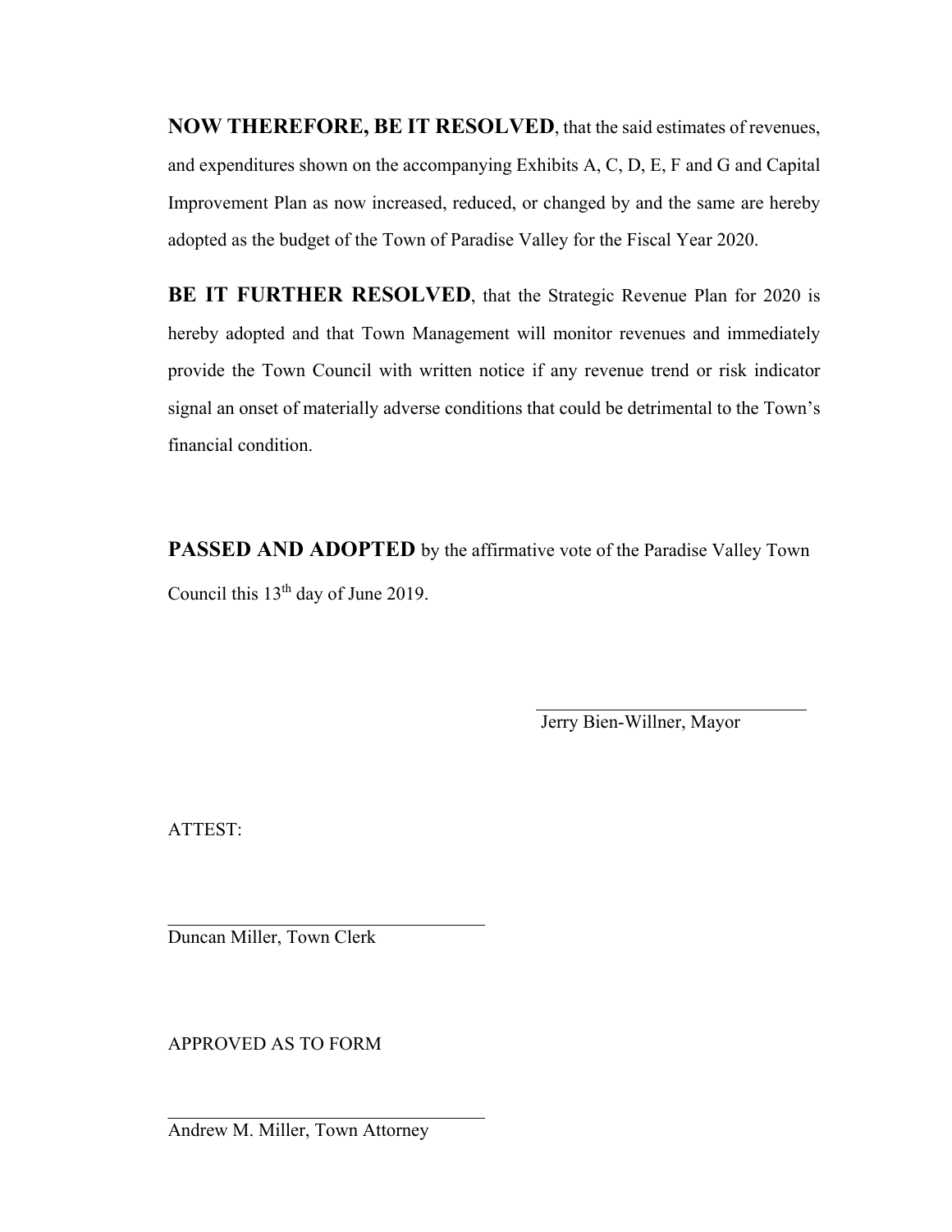**NOW THEREFORE, BE IT RESOLVED**, that the said estimates of revenues, and expenditures shown on the accompanying Exhibits A, C, D, E, F and G and Capital Improvement Plan as now increased, reduced, or changed by and the same are hereby adopted as the budget of the Town of Paradise Valley for the Fiscal Year 2020.

**BE IT FURTHER RESOLVED**, that the Strategic Revenue Plan for 2020 is hereby adopted and that Town Management will monitor revenues and immediately provide the Town Council with written notice if any revenue trend or risk indicator signal an onset of materially adverse conditions that could be detrimental to the Town's financial condition.

**PASSED AND ADOPTED** by the affirmative vote of the Paradise Valley Town Council this 13th day of June 2019.

\_\_\_\_\_\_\_\_\_\_\_\_\_\_\_\_\_\_\_\_\_\_\_\_\_\_\_\_\_\_
Jerry Bien-Willner, Mayor

ATTEST:

\_\_\_\_\_\_\_\_\_\_\_\_\_\_\_\_\_\_\_\_\_\_\_\_\_\_\_\_\_\_
Duncan Miller, Town Clerk

APPROVED AS TO FORM

\_\_\_\_\_\_\_\_\_\_\_\_\_\_\_\_\_\_\_\_\_\_\_\_\_\_\_\_\_\_
Andrew M. Miller, Town Attorney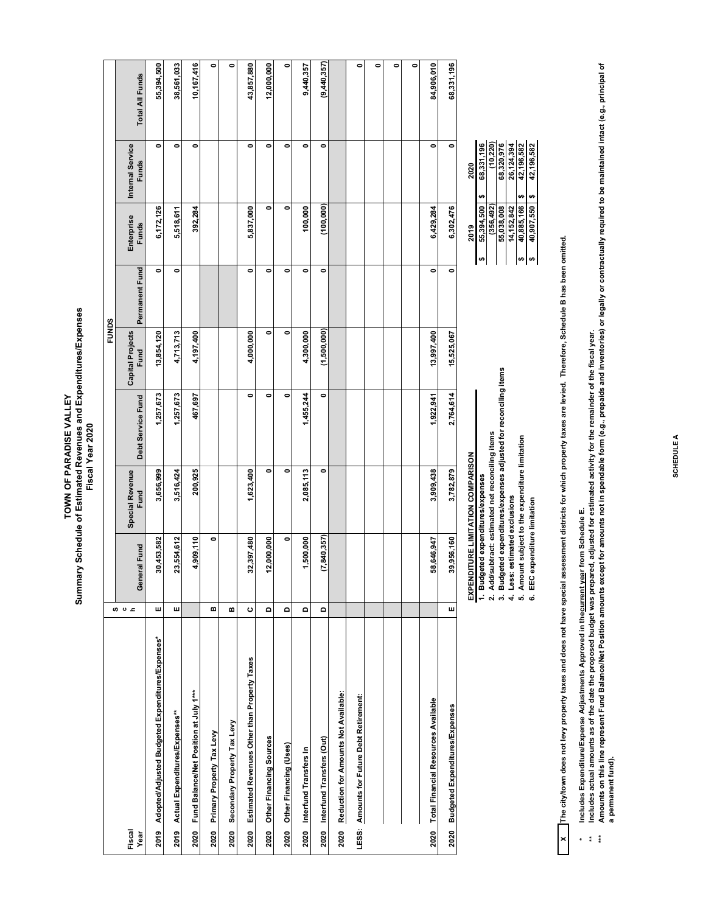# TOWN OF PARADISE VALLEY
## Summary Schedule of Estimated Revenues and Expenditures/Expenses
### Fiscal Year 2020

| Fiscal Year | | Sch | General Fund | Special Revenue Fund | Debt Service Fund | Capital Projects Fund | Permanent Fund | Enterprise Funds | Internal Service Funds | Total All Funds |
|---|---|---|---|---|---|---|---|---|---|---|
| | | | FUNDS | | | | | | | |
| 2019 | Adopted/Adjusted Budgeted Expenditures/Expenses* | E | 30,453,582 | 3,656,999 | 1,257,673 | 13,854,120 | 0 | 6,172,126 | 0 | 55,394,500 |
| 2019 | Actual Expenditures/Expenses** | E | 23,554,612 | 3,516,424 | 1,257,673 | 4,713,713 | 0 | 5,518,611 | 0 | 38,561,033 |
| 2020 | Fund Balance/Net Position at July 1*** | | 4,909,110 | 200,925 | 467,697 | 4,197,400 | | 392,284 | 0 | 10,167,416 |
| 2020 | Primary Property Tax Levy | B | 0 | | | | | | | 0 |
| 2020 | Secondary Property Tax Levy | B | | | | | | | | 0 |
| 2020 | Estimated Revenues Other than Property Taxes | C | 32,397,480 | 1,623,400 | 0 | 4,000,000 | 0 | 5,837,000 | 0 | 43,857,880 |
| 2020 | Other Financing Sources | D | 12,000,000 | 0 | 0 | 0 | 0 | 0 | 0 | 12,000,000 |
| 2020 | Other Financing (Uses) | D | 0 | 0 | 0 | 0 | 0 | 0 | 0 | 0 |
| 2020 | Interfund Transfers In | D | 1,500,000 | 2,085,113 | 1,455,244 | 4,300,000 | 0 | 100,000 | 0 | 9,440,357 |
| 2020 | Interfund Transfers (Out) | D | (7,840,357) | 0 | 0 | (1,500,000) | 0 | (100,000) | 0 | (9,440,357) |
| 2020 | Reduction for Amounts Not Available: | | | | | | | | | |
| LESS: | Amounts for Future Debt Retirement: | | | | | | | | | 0 |
| | | | | | | | | | | 0 |
| | | | | | | | | | | 0 |
| | | | | | | | | | | 0 |
| 2020 | Total Financial Resources Available | | 58,646,947 | 3,909,438 | 1,922,941 | 13,997,400 | 0 | 6,429,284 | 0 | 84,906,010 |
| 2020 | Budgeted Expenditures/Expenses | E | 39,956,160 | 3,782,879 | 2,764,614 | 15,525,067 | 0 | 6,302,476 | 0 | 68,331,196 |

| EXPENDITURE LIMITATION COMPARISON | 2019 | 2020 |
|---|---|---|
| 1. Budgeted expenditures/expenses | $ 55,394,500 | $ 68,331,196 |
| 2. Add/subtract: estimated net reconciling items | (356,492) | (10,220) |
| 3. Budgeted expenditures/expenses adjusted for reconciling items | 55,038,008 | 68,320,976 |
| 4. Less: estimated exclusions | 14,152,842 | 26,124,394 |
| 5. Amount subject to the expenditure limitation | $ 40,885,166 | $ 42,196,582 |
| 6. EEC expenditure limitation | $ 40,907,550 | $ 42,196,582 |

[X] The city/town does not levy property taxes and does not have special assessment districts for which property taxes are levied. Therefore, Schedule B has been omitted.

\* Includes Expenditure/Expense Adjustments Approved in the current year from Schedule E.

\*\* Includes actual amounts as of the date the proposed budget was prepared, adjusted for estimated activity for the remainder of the fiscal year.

\*\*\* Amounts on this line represent Fund Balance/Net Position amounts except for amounts not in spendable form (e.g., prepaids and inventories) or legally or contractually required to be maintained intact (e.g., principal of a permanent fund).

SCHEDULE A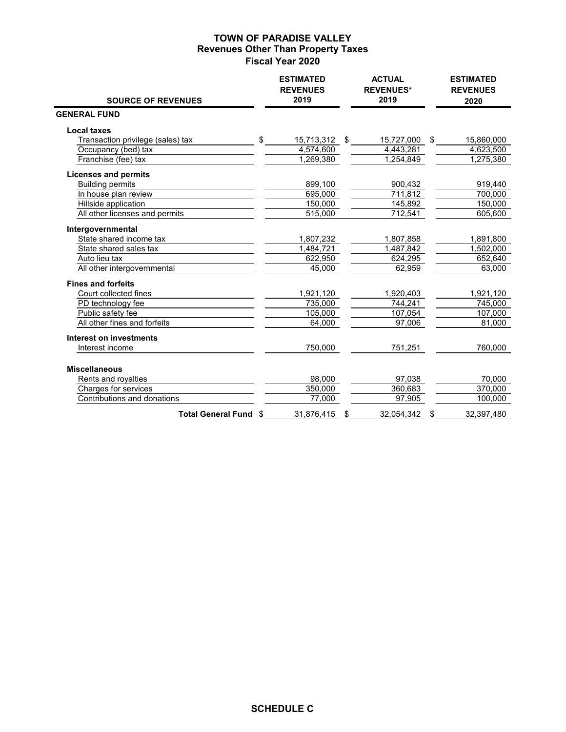# TOWN OF PARADISE VALLEY
## Revenues Other Than Property Taxes
### Fiscal Year 2020

| SOURCE OF REVENUES | ESTIMATED REVENUES 2019 | ACTUAL REVENUES* 2019 | ESTIMATED REVENUES 2020 |
|---|---|---|---|
| **GENERAL FUND** | | | |
| **Local taxes** | | | |
| Transaction privilege (sales) tax | $ 15,713,312 | $ 15,727,000 | $ 15,860,000 |
| Occupancy (bed) tax | 4,574,600 | 4,443,281 | 4,623,500 |
| Franchise (fee) tax | 1,269,380 | 1,254,849 | 1,275,380 |
| **Licenses and permits** | | | |
| Building permits | 899,100 | 900,432 | 919,440 |
| In house plan review | 695,000 | 711,812 | 700,000 |
| Hillside application | 150,000 | 145,892 | 150,000 |
| All other licenses and permits | 515,000 | 712,541 | 605,600 |
| **Intergovernmental** | | | |
| State shared income tax | 1,807,232 | 1,807,858 | 1,891,800 |
| State shared sales tax | 1,484,721 | 1,487,842 | 1,502,000 |
| Auto lieu tax | 622,950 | 624,295 | 652,640 |
| All other intergovernmental | 45,000 | 62,959 | 63,000 |
| **Fines and forfeits** | | | |
| Court collected fines | 1,921,120 | 1,920,403 | 1,921,120 |
| PD technology fee | 735,000 | 744,241 | 745,000 |
| Public safety fee | 105,000 | 107,054 | 107,000 |
| All other fines and forfeits | 64,000 | 97,006 | 81,000 |
| **Interest on investments** | | | |
| Interest income | 750,000 | 751,251 | 760,000 |
| **Miscellaneous** | | | |
| Rents and royalties | 98,000 | 97,038 | 70,000 |
| Charges for services | 350,000 | 360,683 | 370,000 |
| Contributions and donations | 77,000 | 97,905 | 100,000 |
| **Total General Fund** | $ 31,876,415 | $ 32,054,342 | $ 32,397,480 |

**SCHEDULE C**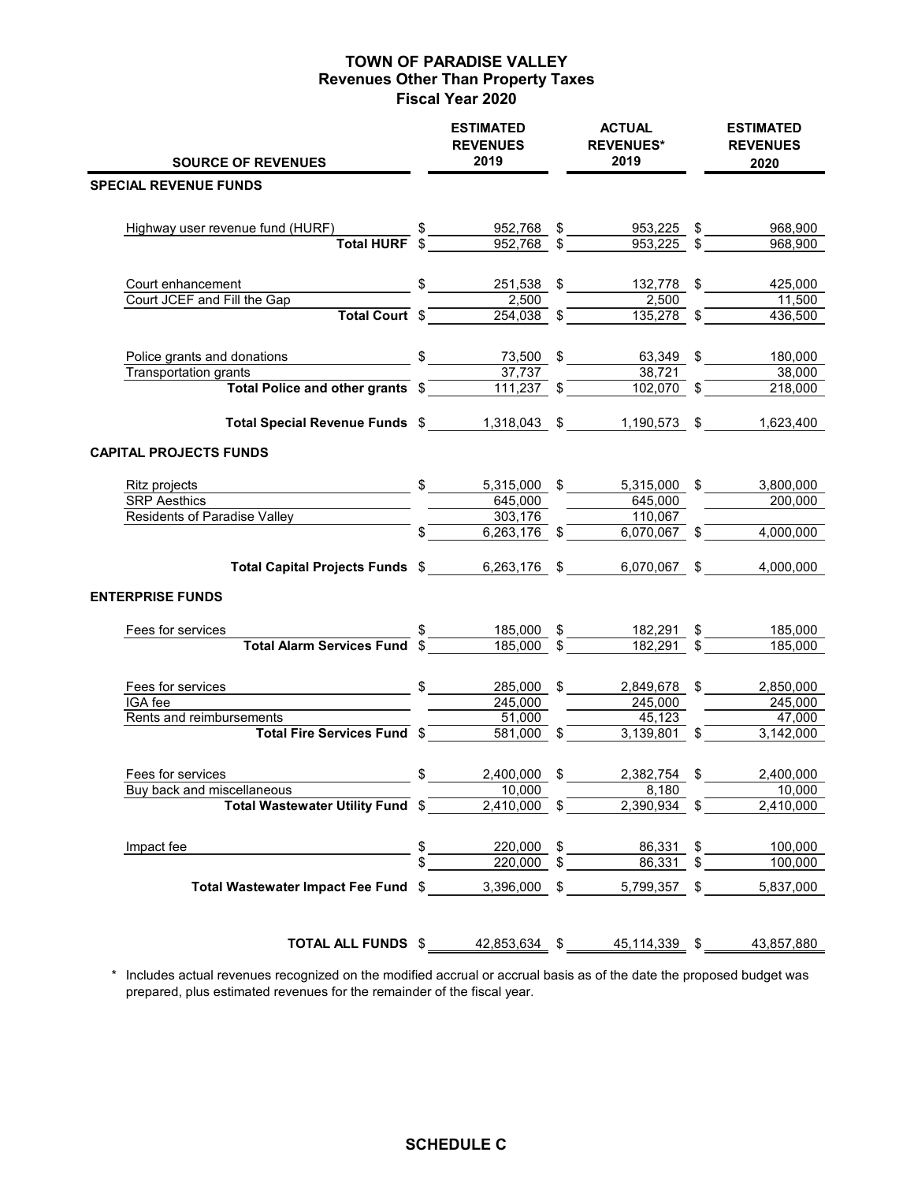# TOWN OF PARADISE VALLEY
## Revenues Other Than Property Taxes
### Fiscal Year 2020

| SOURCE OF REVENUES | ESTIMATED REVENUES 2019 | ACTUAL REVENUES* 2019 | ESTIMATED REVENUES 2020 |
|---|---|---|---|
| **SPECIAL REVENUE FUNDS** | | | |
| Highway user revenue fund (HURF) | $ 952,768 | $ 953,225 | $ 968,900 |
| **Total HURF** | $ 952,768 | $ 953,225 | $ 968,900 |
| Court enhancement | $ 251,538 | $ 132,778 | $ 425,000 |
| Court JCEF and Fill the Gap | 2,500 | 2,500 | 11,500 |
| **Total Court** | $ 254,038 | $ 135,278 | $ 436,500 |
| Police grants and donations | $ 73,500 | $ 63,349 | $ 180,000 |
| Transportation grants | 37,737 | 38,721 | 38,000 |
| **Total Police and other grants** | $ 111,237 | $ 102,070 | $ 218,000 |
| **Total Special Revenue Funds** | $ 1,318,043 | $ 1,190,573 | $ 1,623,400 |
| **CAPITAL PROJECTS FUNDS** | | | |
| Ritz projects | $ 5,315,000 | $ 5,315,000 | $ 3,800,000 |
| SRP Aesthics | 645,000 | 645,000 | 200,000 |
| Residents of Paradise Valley | 303,176 | 110,067 | |
| | $ 6,263,176 | $ 6,070,067 | $ 4,000,000 |
| **Total Capital Projects Funds** | $ 6,263,176 | $ 6,070,067 | $ 4,000,000 |
| **ENTERPRISE FUNDS** | | | |
| Fees for services | $ 185,000 | $ 182,291 | $ 185,000 |
| **Total Alarm Services Fund** | $ 185,000 | $ 182,291 | $ 185,000 |
| Fees for services | $ 285,000 | $ 2,849,678 | $ 2,850,000 |
| IGA fee | 245,000 | 245,000 | 245,000 |
| Rents and reimbursements | 51,000 | 45,123 | 47,000 |
| **Total Fire Services Fund** | $ 581,000 | $ 3,139,801 | $ 3,142,000 |
| Fees for services | $ 2,400,000 | $ 2,382,754 | $ 2,400,000 |
| Buy back and miscellaneous | 10,000 | 8,180 | 10,000 |
| **Total Wastewater Utility Fund** | $ 2,410,000 | $ 2,390,934 | $ 2,410,000 |
| Impact fee | $ 220,000 | $ 86,331 | $ 100,000 |
| | $ 220,000 | $ 86,331 | $ 100,000 |
| **Total Wastewater Impact Fee Fund** | $ 3,396,000 | $ 5,799,357 | $ 5,837,000 |
| **TOTAL ALL FUNDS** | $ 42,853,634 | $ 45,114,339 | $ 43,857,880 |

\* Includes actual revenues recognized on the modified accrual or accrual basis as of the date the proposed budget was prepared, plus estimated revenues for the remainder of the fiscal year.

**SCHEDULE C**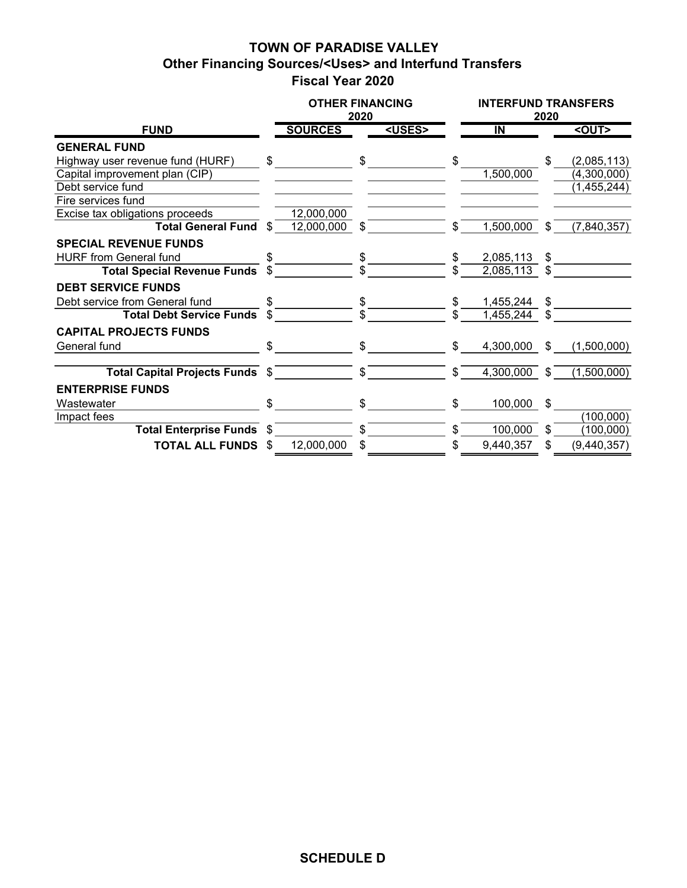# TOWN OF PARADISE VALLEY

## Other Financing Sources/<Uses> and Interfund Transfers

## Fiscal Year 2020

| FUND | OTHER FINANCING 2020 | | INTERFUND TRANSFERS 2020 | |
|---|---|---|---|---|
| | SOURCES | <USES> | IN | <OUT> |
| **GENERAL FUND** | | | | |
| Highway user revenue fund (HURF) | $ | $ | $ | $ (2,085,113) |
| Capital improvement plan (CIP) | | | 1,500,000 | (4,300,000) |
| Debt service fund | | | | (1,455,244) |
| Fire services fund | | | | |
| Excise tax obligations proceeds | 12,000,000 | | | |
| **Total General Fund** | $ 12,000,000 | $ | $ 1,500,000 | $ (7,840,357) |
| **SPECIAL REVENUE FUNDS** | | | | |
| HURF from General fund | $ | $ | $ 2,085,113 | $ |
| **Total Special Revenue Funds** | $ | $ | $ 2,085,113 | $ |
| **DEBT SERVICE FUNDS** | | | | |
| Debt service from General fund | $ | $ | $ 1,455,244 | $ |
| **Total Debt Service Funds** | $ | $ | $ 1,455,244 | $ |
| **CAPITAL PROJECTS FUNDS** | | | | |
| General fund | $ | $ | $ 4,300,000 | $ (1,500,000) |
| **Total Capital Projects Funds** | $ | $ | $ 4,300,000 | $ (1,500,000) |
| **ENTERPRISE FUNDS** | | | | |
| Wastewater | $ | $ | $ 100,000 | $ |
| Impact fees | | | | (100,000) |
| **Total Enterprise Funds** | $ | $ | $ 100,000 | $ (100,000) |
| **TOTAL ALL FUNDS** | $ 12,000,000 | $ | $ 9,440,357 | $ (9,440,357) |

**SCHEDULE D**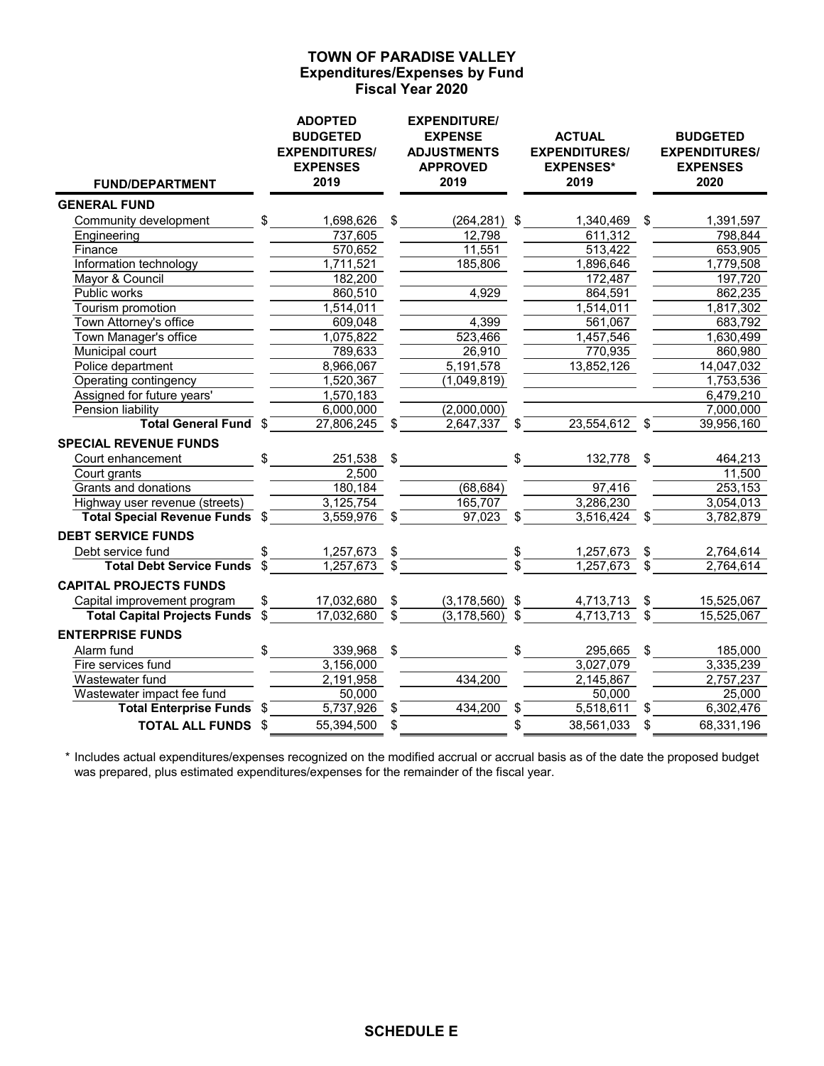# TOWN OF PARADISE VALLEY
## Expenditures/Expenses by Fund
### Fiscal Year 2020

| FUND/DEPARTMENT | ADOPTED BUDGETED EXPENDITURES/ EXPENSES 2019 | EXPENDITURE/ EXPENSE ADJUSTMENTS APPROVED 2019 | ACTUAL EXPENDITURES/ EXPENSES* 2019 | BUDGETED EXPENDITURES/ EXPENSES 2020 |
|---|---|---|---|---|
| **GENERAL FUND** | | | | |
| Community development | $ 1,698,626 | $ (264,281) | $ 1,340,469 | $ 1,391,597 |
| Engineering | 737,605 | 12,798 | 611,312 | 798,844 |
| Finance | 570,652 | 11,551 | 513,422 | 653,905 |
| Information technology | 1,711,521 | 185,806 | 1,896,646 | 1,779,508 |
| Mayor & Council | 182,200 | | 172,487 | 197,720 |
| Public works | 860,510 | 4,929 | 864,591 | 862,235 |
| Tourism promotion | 1,514,011 | | 1,514,011 | 1,817,302 |
| Town Attorney's office | 609,048 | 4,399 | 561,067 | 683,792 |
| Town Manager's office | 1,075,822 | 523,466 | 1,457,546 | 1,630,499 |
| Municipal court | 789,633 | 26,910 | 770,935 | 860,980 |
| Police department | 8,966,067 | 5,191,578 | 13,852,126 | 14,047,032 |
| Operating contingency | 1,520,367 | (1,049,819) | | 1,753,536 |
| Assigned for future years' | 1,570,183 | | | 6,479,210 |
| Pension liability | 6,000,000 | (2,000,000) | | 7,000,000 |
| **Total General Fund** | $ 27,806,245 | $ 2,647,337 | $ 23,554,612 | $ 39,956,160 |
| **SPECIAL REVENUE FUNDS** | | | | |
| Court enhancement | $ 251,538 | $ | $ 132,778 | $ 464,213 |
| Court grants | 2,500 | | | 11,500 |
| Grants and donations | 180,184 | (68,684) | 97,416 | 253,153 |
| Highway user revenue (streets) | 3,125,754 | 165,707 | 3,286,230 | 3,054,013 |
| **Total Special Revenue Funds** | $ 3,559,976 | $ 97,023 | $ 3,516,424 | $ 3,782,879 |
| **DEBT SERVICE FUNDS** | | | | |
| Debt service fund | $ 1,257,673 | $ | $ 1,257,673 | $ 2,764,614 |
| **Total Debt Service Funds** | $ 1,257,673 | $ | $ 1,257,673 | $ 2,764,614 |
| **CAPITAL PROJECTS FUNDS** | | | | |
| Capital improvement program | $ 17,032,680 | $ (3,178,560) | $ 4,713,713 | $ 15,525,067 |
| **Total Capital Projects Funds** | $ 17,032,680 | $ (3,178,560) | $ 4,713,713 | $ 15,525,067 |
| **ENTERPRISE FUNDS** | | | | |
| Alarm fund | $ 339,968 | $ | $ 295,665 | $ 185,000 |
| Fire services fund | 3,156,000 | | 3,027,079 | 3,335,239 |
| Wastewater fund | 2,191,958 | 434,200 | 2,145,867 | 2,757,237 |
| Wastewater impact fee fund | 50,000 | | 50,000 | 25,000 |
| **Total Enterprise Funds** | $ 5,737,926 | $ 434,200 | $ 5,518,611 | $ 6,302,476 |
| **TOTAL ALL FUNDS** | $ 55,394,500 | $ | $ 38,561,033 | $ 68,331,196 |

\* Includes actual expenditures/expenses recognized on the modified accrual or accrual basis as of the date the proposed budget was prepared, plus estimated expenditures/expenses for the remainder of the fiscal year.

**SCHEDULE E**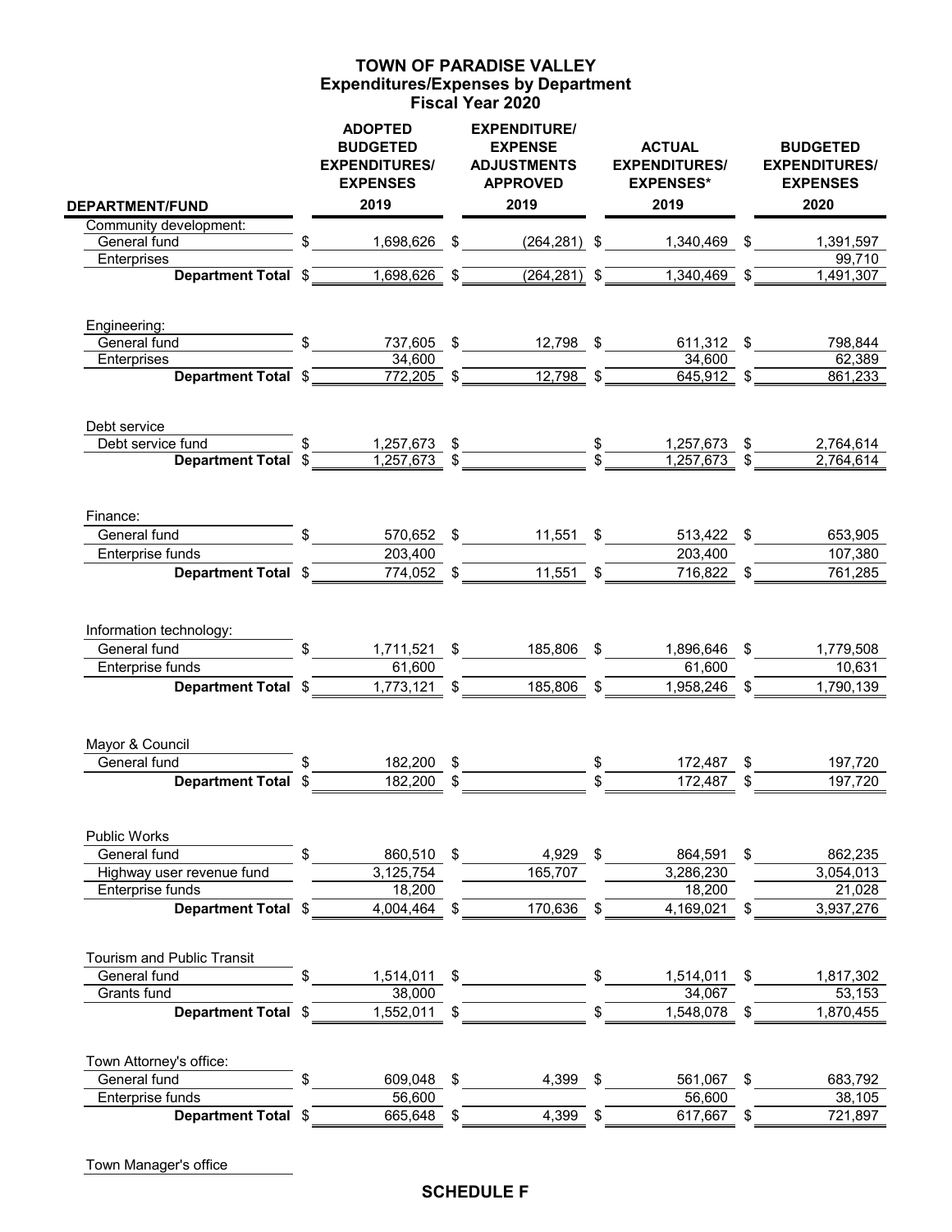# TOWN OF PARADISE VALLEY
## Expenditures/Expenses by Department
### Fiscal Year 2020

| DEPARTMENT/FUND | ADOPTED BUDGETED EXPENDITURES/ EXPENSES 2019 | EXPENDITURE/ EXPENSE ADJUSTMENTS APPROVED 2019 | ACTUAL EXPENDITURES/ EXPENSES* 2019 | BUDGETED EXPENDITURES/ EXPENSES 2020 |
|---|---|---|---|---|
| Community development: | | | | |
| General fund | $ 1,698,626 | $ (264,281) | $ 1,340,469 | $ 1,391,597 |
| Enterprises | | | | 99,710 |
| **Department Total** | $ 1,698,626 | $ (264,281) | $ 1,340,469 | $ 1,491,307 |
| Engineering: | | | | |
| General fund | $ 737,605 | $ 12,798 | $ 611,312 | $ 798,844 |
| Enterprises | 34,600 | | 34,600 | 62,389 |
| **Department Total** | $ 772,205 | $ 12,798 | $ 645,912 | $ 861,233 |
| Debt service | | | | |
| Debt service fund | $ 1,257,673 | $ | $ 1,257,673 | $ 2,764,614 |
| **Department Total** | $ 1,257,673 | $ | $ 1,257,673 | $ 2,764,614 |
| Finance: | | | | |
| General fund | $ 570,652 | $ 11,551 | $ 513,422 | $ 653,905 |
| Enterprise funds | 203,400 | | 203,400 | 107,380 |
| **Department Total** | $ 774,052 | $ 11,551 | $ 716,822 | $ 761,285 |
| Information technology: | | | | |
| General fund | $ 1,711,521 | $ 185,806 | $ 1,896,646 | $ 1,779,508 |
| Enterprise funds | 61,600 | | 61,600 | 10,631 |
| **Department Total** | $ 1,773,121 | $ 185,806 | $ 1,958,246 | $ 1,790,139 |
| Mayor & Council | | | | |
| General fund | $ 182,200 | $ | $ 172,487 | $ 197,720 |
| **Department Total** | $ 182,200 | $ | $ 172,487 | $ 197,720 |
| Public Works | | | | |
| General fund | $ 860,510 | $ 4,929 | $ 864,591 | $ 862,235 |
| Highway user revenue fund | 3,125,754 | 165,707 | 3,286,230 | 3,054,013 |
| Enterprise funds | 18,200 | | 18,200 | 21,028 |
| **Department Total** | $ 4,004,464 | $ 170,636 | $ 4,169,021 | $ 3,937,276 |
| Tourism and Public Transit | | | | |
| General fund | $ 1,514,011 | $ | $ 1,514,011 | $ 1,817,302 |
| Grants fund | 38,000 | | 34,067 | 53,153 |
| **Department Total** | $ 1,552,011 | $ | $ 1,548,078 | $ 1,870,455 |
| Town Attorney's office: | | | | |
| General fund | $ 609,048 | $ 4,399 | $ 561,067 | $ 683,792 |
| Enterprise funds | 56,600 | | 56,600 | 38,105 |
| **Department Total** | $ 665,648 | $ 4,399 | $ 617,667 | $ 721,897 |
| Town Manager's office | | | | |

**SCHEDULE F**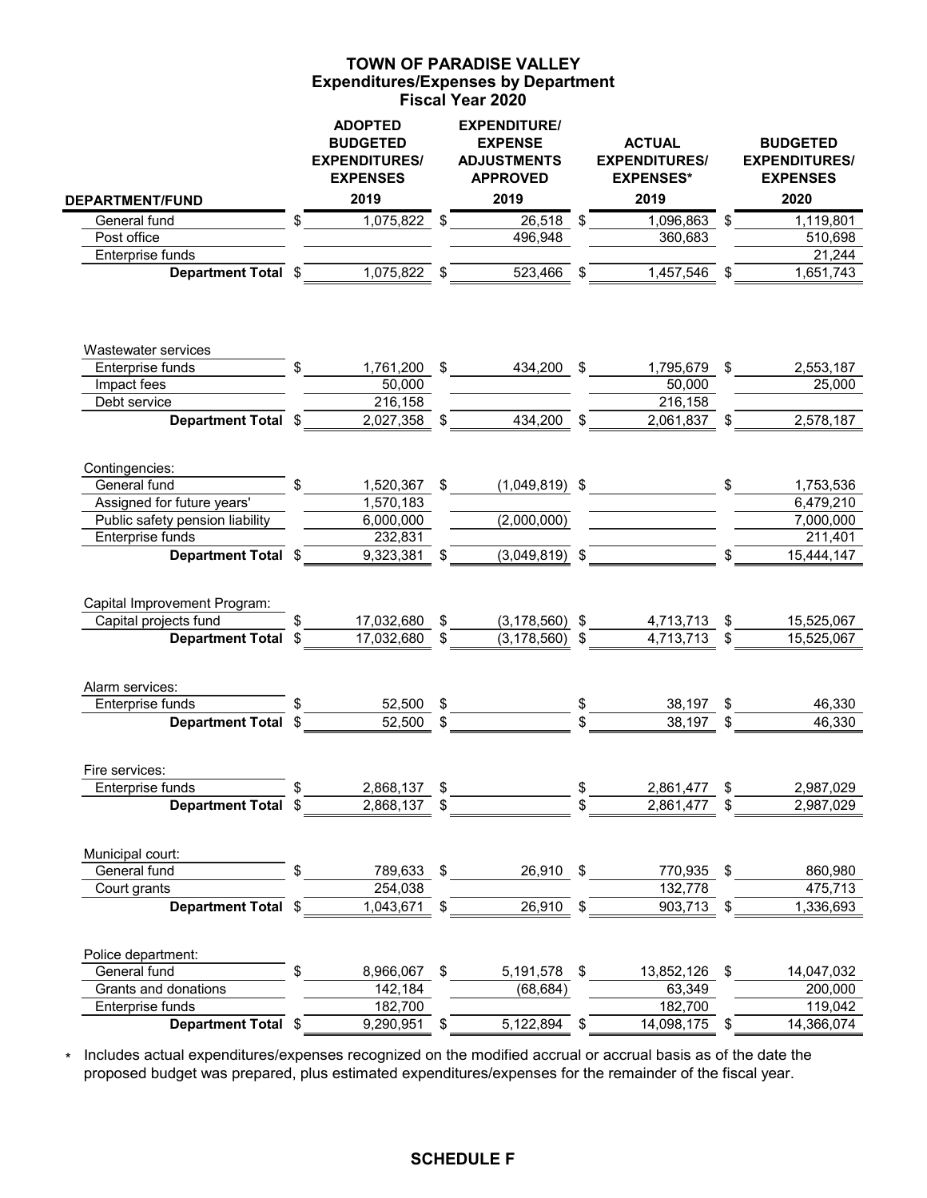# TOWN OF PARADISE VALLEY
## Expenditures/Expenses by Department
### Fiscal Year 2020

| DEPARTMENT/FUND | ADOPTED BUDGETED EXPENDITURES/ EXPENSES 2019 | EXPENDITURE/ EXPENSE ADJUSTMENTS APPROVED 2019 | ACTUAL EXPENDITURES/ EXPENSES* 2019 | BUDGETED EXPENDITURES/ EXPENSES 2020 |
|---|---|---|---|---|
| General fund | $ 1,075,822 | $ 26,518 | $ 1,096,863 | $ 1,119,801 |
| Post office | | 496,948 | 360,683 | 510,698 |
| Enterprise funds | | | | 21,244 |
| **Department Total** | $ 1,075,822 | $ 523,466 | $ 1,457,546 | $ 1,651,743 |
| | | | | |
| Wastewater services | | | | |
| Enterprise funds | $ 1,761,200 | $ 434,200 | $ 1,795,679 | $ 2,553,187 |
| Impact fees | 50,000 | | 50,000 | 25,000 |
| Debt service | 216,158 | | 216,158 | |
| **Department Total** | $ 2,027,358 | $ 434,200 | $ 2,061,837 | $ 2,578,187 |
| | | | | |
| Contingencies: | | | | |
| General fund | $ 1,520,367 | $ (1,049,819) | $ | $ 1,753,536 |
| Assigned for future years' | 1,570,183 | | | 6,479,210 |
| Public safety pension liability | 6,000,000 | (2,000,000) | | 7,000,000 |
| Enterprise funds | 232,831 | | | 211,401 |
| **Department Total** | $ 9,323,381 | $ (3,049,819) | $ | $ 15,444,147 |
| | | | | |
| Capital Improvement Program: | | | | |
| Capital projects fund | $ 17,032,680 | $ (3,178,560) | $ 4,713,713 | $ 15,525,067 |
| **Department Total** | $ 17,032,680 | $ (3,178,560) | $ 4,713,713 | $ 15,525,067 |
| | | | | |
| Alarm services: | | | | |
| Enterprise funds | $ 52,500 | $ | $ 38,197 | $ 46,330 |
| **Department Total** | $ 52,500 | $ | $ 38,197 | $ 46,330 |
| | | | | |
| Fire services: | | | | |
| Enterprise funds | $ 2,868,137 | $ | $ 2,861,477 | $ 2,987,029 |
| **Department Total** | $ 2,868,137 | $ | $ 2,861,477 | $ 2,987,029 |
| | | | | |
| Municipal court: | | | | |
| General fund | $ 789,633 | $ 26,910 | $ 770,935 | $ 860,980 |
| Court grants | 254,038 | | 132,778 | 475,713 |
| **Department Total** | $ 1,043,671 | $ 26,910 | $ 903,713 | $ 1,336,693 |
| | | | | |
| Police department: | | | | |
| General fund | $ 8,966,067 | $ 5,191,578 | $ 13,852,126 | $ 14,047,032 |
| Grants and donations | 142,184 | (68,684) | 63,349 | 200,000 |
| Enterprise funds | 182,700 | | 182,700 | 119,042 |
| **Department Total** | $ 9,290,951 | $ 5,122,894 | $ 14,098,175 | $ 14,366,074 |

\* Includes actual expenditures/expenses recognized on the modified accrual or accrual basis as of the date the proposed budget was prepared, plus estimated expenditures/expenses for the remainder of the fiscal year.

**SCHEDULE F**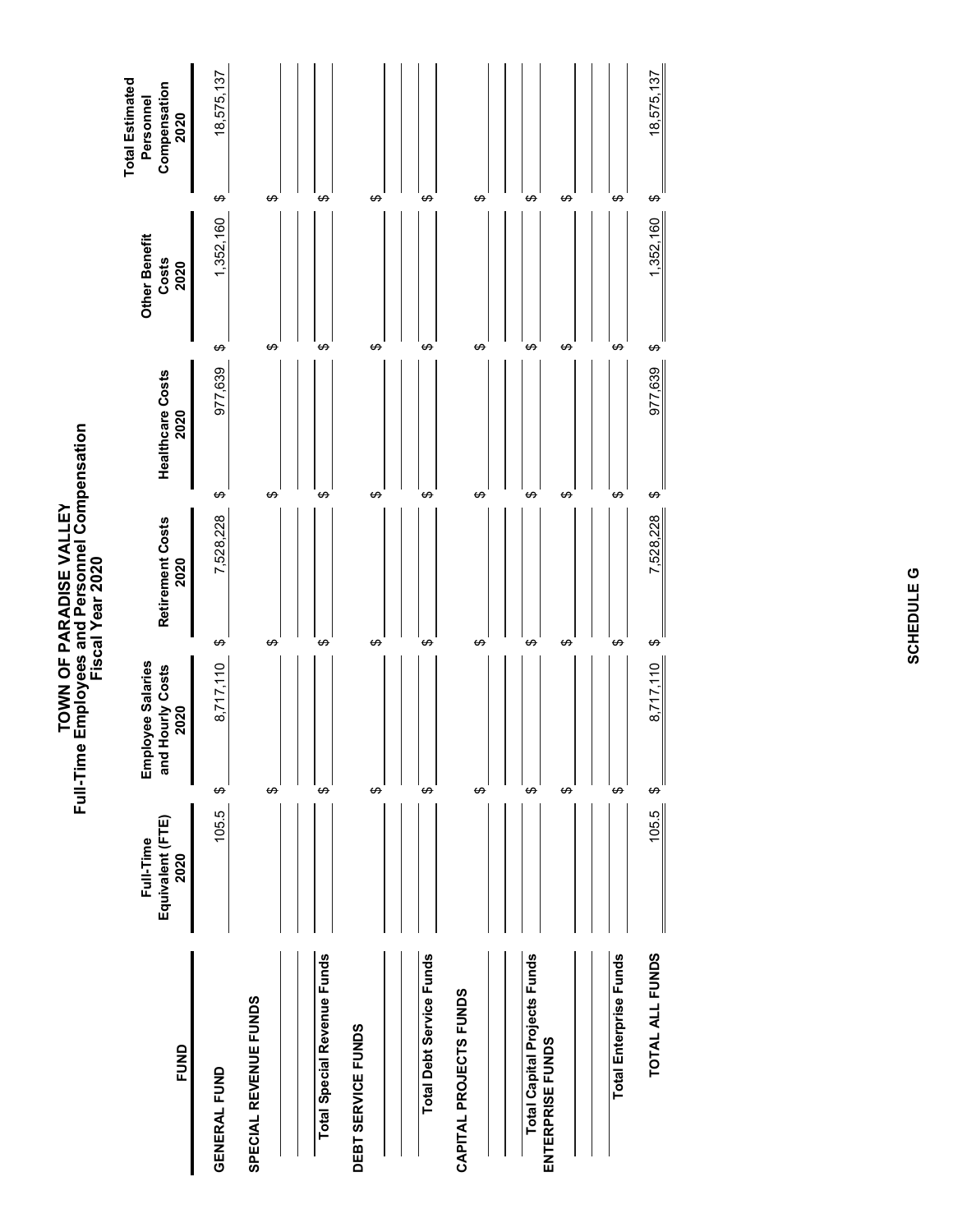# TOWN OF PARADISE VALLEY
## Full-Time Employees and Personnel Compensation
## Fiscal Year 2020

| FUND | Full-Time Equivalent (FTE) 2020 | Employee Salaries and Hourly Costs 2020 | Retirement Costs 2020 | Healthcare Costs 2020 | Other Benefit Costs 2020 | Total Estimated Personnel Compensation 2020 |
|---|---|---|---|---|---|---|
| GENERAL FUND | 105.5 | $ 8,717,110 | $ 7,528,228 | $ 977,639 | $ 1,352,160 | $ 18,575,137 |
| SPECIAL REVENUE FUNDS | | | | | | |
| | | $ | $ | $ | $ | $ |
| Total Special Revenue Funds | | $ | $ | $ | $ | $ |
| DEBT SERVICE FUNDS | | | | | | |
| | | $ | $ | $ | $ | $ |
| Total Debt Service Funds | | $ | $ | $ | $ | $ |
| CAPITAL PROJECTS FUNDS | | | | | | |
| | | $ | $ | $ | $ | $ |
| Total Capital Projects Funds | | $ | $ | $ | $ | $ |
| ENTERPRISE FUNDS | | | | | | |
| | | $ | $ | $ | $ | $ |
| Total Enterprise Funds | | $ | $ | $ | $ | $ |
| TOTAL ALL FUNDS | 105.5 | $ 8,717,110 | $ 7,528,228 | $ 977,639 | $ 1,352,160 | $ 18,575,137 |

SCHEDULE G